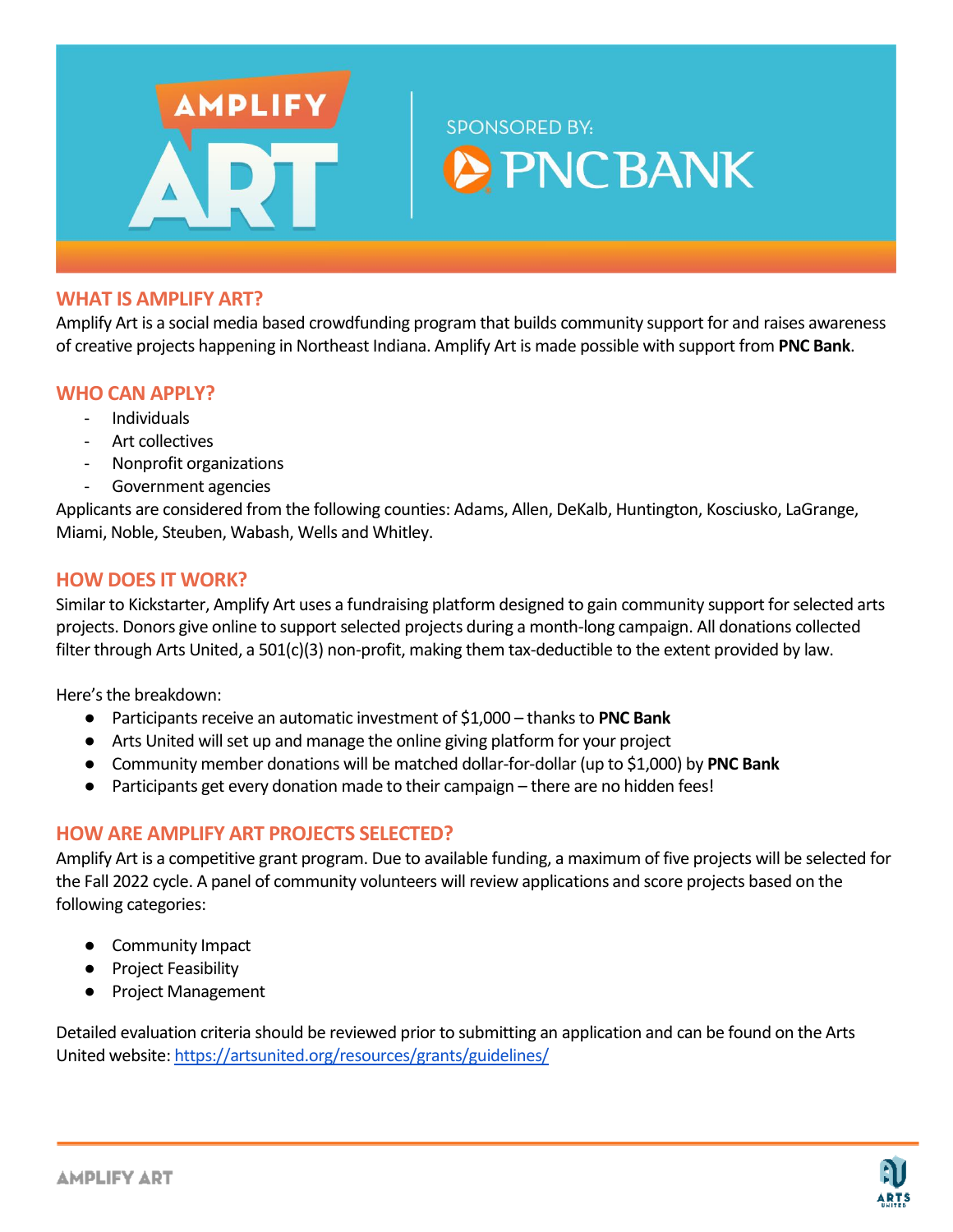# AMPLIFY ART

SPONSORED BY: PNC BANK

## WHAT IS AMPLIFY ART?

Amplify Art is a social media based crowdfunding program that builds community support for and raises awareness of creative projects happening in Northeast Indiana. Amplify Art is made possible with support from **PNC Bank**.

## WHO CAN APPLY?

- Individuals
- Art collectives
- Nonprofit organizations
- Government agencies

Applicants are considered from the following counties: Adams, Allen, DeKalb, Huntington, Kosciusko, LaGrange, Miami, Noble, Steuben, Wabash, Wells and Whitley.

## HOW DOES IT WORK?

Similar to Kickstarter, Amplify Art uses a fundraising platform designed to gain community support for selected arts projects. Donors give online to support selected projects during a month-long campaign. All donations collected filter through Arts United, a 501(c)(3) non-profit, making them tax-deductible to the extent provided by law.

Here's the breakdown:

- Participants receive an automatic investment of $1,000 – thanks to **PNC Bank**
- Arts United will set up and manage the online giving platform for your project
- Community member donations will be matched dollar-for-dollar (up to $1,000) by **PNC Bank**
- Participants get every donation made to their campaign – there are no hidden fees!

## HOW ARE AMPLIFY ART PROJECTS SELECTED?

Amplify Art is a competitive grant program. Due to available funding, a maximum of five projects will be selected for the Fall 2022 cycle. A panel of community volunteers will review applications and score projects based on the following categories:

- Community Impact
- Project Feasibility
- Project Management

Detailed evaluation criteria should be reviewed prior to submitting an application and can be found on the Arts United website: https://artsunited.org/resources/grants/guidelines/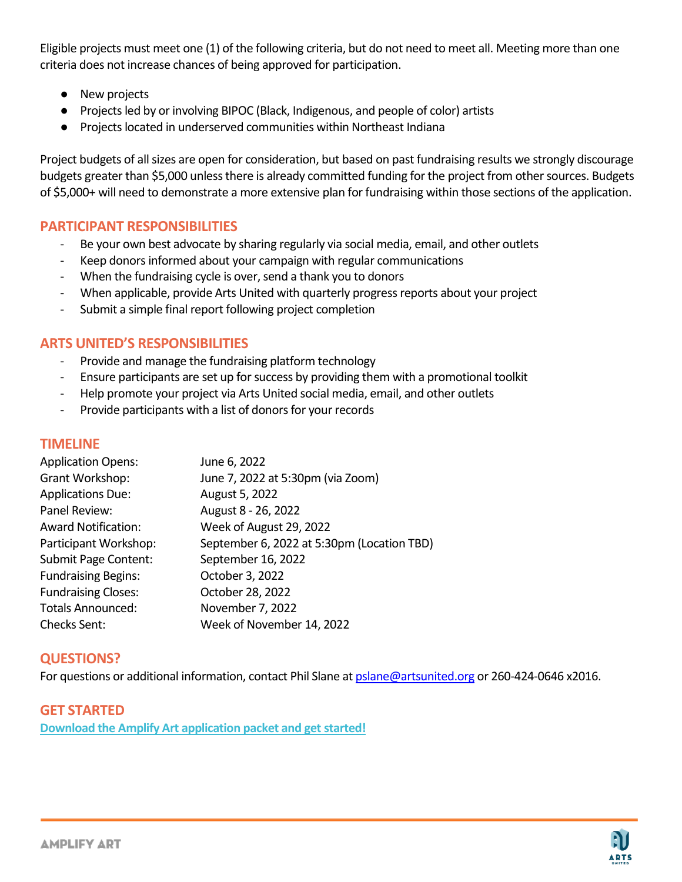Eligible projects must meet one (1) of the following criteria, but do not need to meet all. Meeting more than one criteria does not increase chances of being approved for participation.

- New projects
- Projects led by or involving BIPOC (Black, Indigenous, and people of color) artists
- Projects located in underserved communities within Northeast Indiana

Project budgets of all sizes are open for consideration, but based on past fundraising results we strongly discourage budgets greater than $5,000 unless there is already committed funding for the project from other sources. Budgets of $5,000+ will need to demonstrate a more extensive plan for fundraising within those sections of the application.

## PARTICIPANT RESPONSIBILITIES

- Be your own best advocate by sharing regularly via social media, email, and other outlets
- Keep donors informed about your campaign with regular communications
- When the fundraising cycle is over, send a thank you to donors
- When applicable, provide Arts United with quarterly progress reports about your project
- Submit a simple final report following project completion

## ARTS UNITED'S RESPONSIBILITIES

- Provide and manage the fundraising platform technology
- Ensure participants are set up for success by providing them with a promotional toolkit
- Help promote your project via Arts United social media, email, and other outlets
- Provide participants with a list of donors for your records

## TIMELINE

| | |
|---|---|
| Application Opens: | June 6, 2022 |
| Grant Workshop: | June 7, 2022 at 5:30pm (via Zoom) |
| Applications Due: | August 5, 2022 |
| Panel Review: | August 8 - 26, 2022 |
| Award Notification: | Week of August 29, 2022 |
| Participant Workshop: | September 6, 2022 at 5:30pm (Location TBD) |
| Submit Page Content: | September 16, 2022 |
| Fundraising Begins: | October 3, 2022 |
| Fundraising Closes: | October 28, 2022 |
| Totals Announced: | November 7, 2022 |
| Checks Sent: | Week of November 14, 2022 |

## QUESTIONS?

For questions or additional information, contact Phil Slane at pslane@artsunited.org or 260-424-0646 x2016.

## GET STARTED

**Download the Amplify Art application packet and get started!**